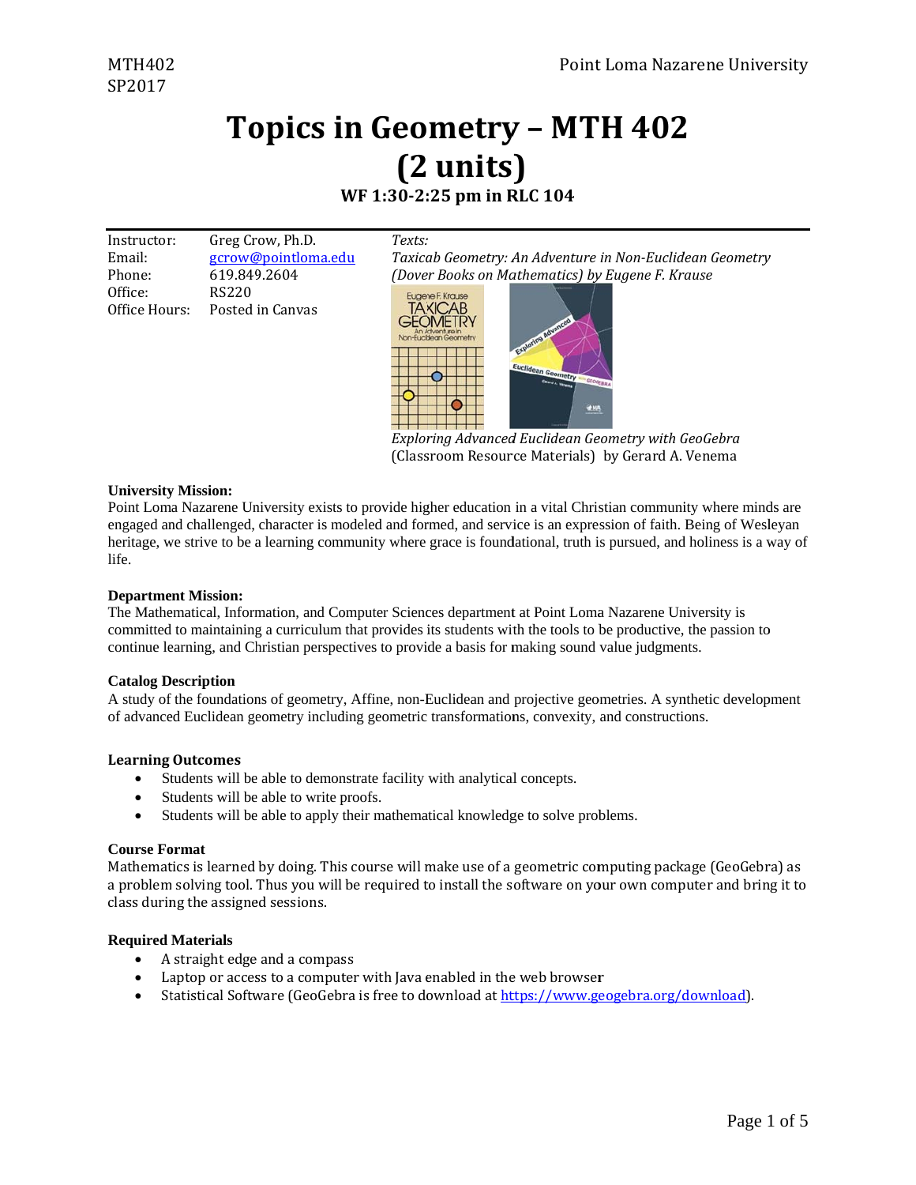MTH402
SP2017

Point Loma Nazarene University

# Topics in Geometry – MTH 402 (2 units)

### WF 1:30-2:25 pm in RLC 104

| | |
|---|---|
| Instructor: | Greg Crow, Ph.D. |
| Email: | gcrow@pointloma.edu |
| Phone: | 619.849.2604 |
| Office: | RS220 |
| Office Hours: | Posted in Canvas |

*Texts:*

*Taxicab Geometry: An Adventure in Non-Euclidean Geometry (Dover Books on Mathematics) by Eugene F. Krause*

*Exploring Advanced Euclidean Geometry with GeoGebra* (Classroom Resource Materials) by Gerard A. Venema

**University Mission:**
Point Loma Nazarene University exists to provide higher education in a vital Christian community where minds are engaged and challenged, character is modeled and formed, and service is an expression of faith. Being of Wesleyan heritage, we strive to be a learning community where grace is foundational, truth is pursued, and holiness is a way of life.

**Department Mission:**
The Mathematical, Information, and Computer Sciences department at Point Loma Nazarene University is committed to maintaining a curriculum that provides its students with the tools to be productive, the passion to continue learning, and Christian perspectives to provide a basis for making sound value judgments.

**Catalog Description**
A study of the foundations of geometry, Affine, non-Euclidean and projective geometries. A synthetic development of advanced Euclidean geometry including geometric transformations, convexity, and constructions.

**Learning Outcomes**

- Students will be able to demonstrate facility with analytical concepts.
- Students will be able to write proofs.
- Students will be able to apply their mathematical knowledge to solve problems.

**Course Format**
Mathematics is learned by doing. This course will make use of a geometric computing package (GeoGebra) as a problem solving tool. Thus you will be required to install the software on your own computer and bring it to class during the assigned sessions.

**Required Materials**

- A straight edge and a compass
- Laptop or access to a computer with Java enabled in the web browser
- Statistical Software (GeoGebra is free to download at https://www.geogebra.org/download).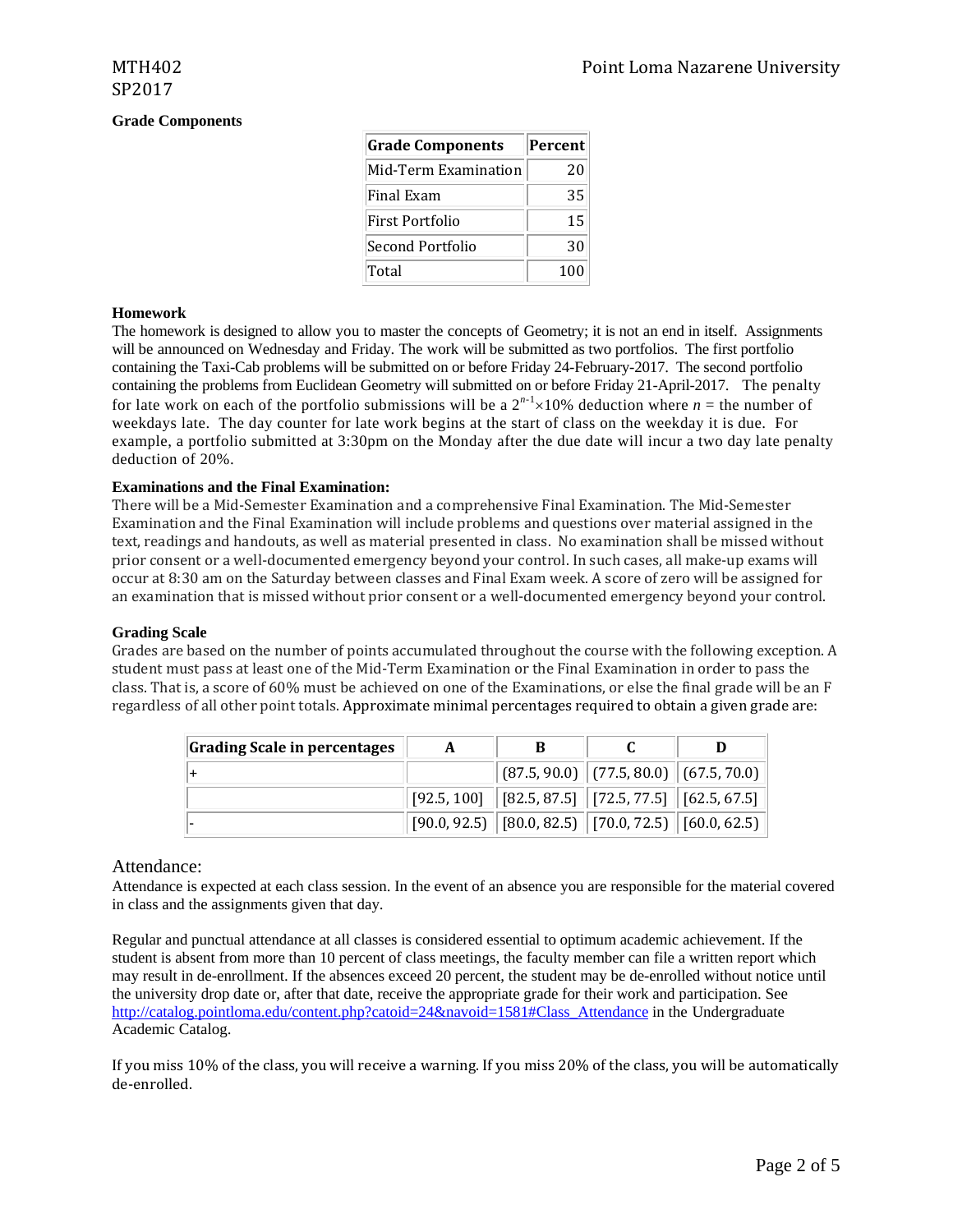## Grade Components

| Grade Components | Percent |
|---|---|
| Mid-Term Examination | 20 |
| Final Exam | 35 |
| First Portfolio | 15 |
| Second Portfolio | 30 |
| Total | 100 |

### Homework

The homework is designed to allow you to master the concepts of Geometry; it is not an end in itself. Assignments will be announced on Wednesday and Friday. The work will be submitted as two portfolios. The first portfolio containing the Taxi-Cab problems will be submitted on or before Friday 24-February-2017. The second portfolio containing the problems from Euclidean Geometry will submitted on or before Friday 21-April-2017. The penalty for late work on each of the portfolio submissions will be a $2^{n-1}\times 10\%$ deduction where $n$ = the number of weekdays late. The day counter for late work begins at the start of class on the weekday it is due. For example, a portfolio submitted at 3:30pm on the Monday after the due date will incur a two day late penalty deduction of 20%.

### Examinations and the Final Examination:

There will be a Mid-Semester Examination and a comprehensive Final Examination. The Mid-Semester Examination and the Final Examination will include problems and questions over material assigned in the text, readings and handouts, as well as material presented in class. No examination shall be missed without prior consent or a well-documented emergency beyond your control. In such cases, all make-up exams will occur at 8:30 am on the Saturday between classes and Final Exam week. A score of zero will be assigned for an examination that is missed without prior consent or a well-documented emergency beyond your control.

### Grading Scale

Grades are based on the number of points accumulated throughout the course with the following exception. A student must pass at least one of the Mid-Term Examination or the Final Examination in order to pass the class. That is, a score of 60% must be achieved on one of the Examinations, or else the final grade will be an F regardless of all other point totals. Approximate minimal percentages required to obtain a given grade are:

| Grading Scale in percentages | A | B | C | D |
|---|---|---|---|---|
| + | | (87.5, 90.0) | (77.5, 80.0) | (67.5, 70.0) |
| | [92.5, 100] | [82.5, 87.5] | [72.5, 77.5] | [62.5, 67.5] |
| - | [90.0, 92.5) | [80.0, 82.5) | [70.0, 72.5) | [60.0, 62.5) |

## Attendance:

Attendance is expected at each class session. In the event of an absence you are responsible for the material covered in class and the assignments given that day.

Regular and punctual attendance at all classes is considered essential to optimum academic achievement. If the student is absent from more than 10 percent of class meetings, the faculty member can file a written report which may result in de-enrollment. If the absences exceed 20 percent, the student may be de-enrolled without notice until the university drop date or, after that date, receive the appropriate grade for their work and participation. See http://catalog.pointloma.edu/content.php?catoid=24&navoid=1581#Class_Attendance in the Undergraduate Academic Catalog.

If you miss 10% of the class, you will receive a warning. If you miss 20% of the class, you will be automatically de-enrolled.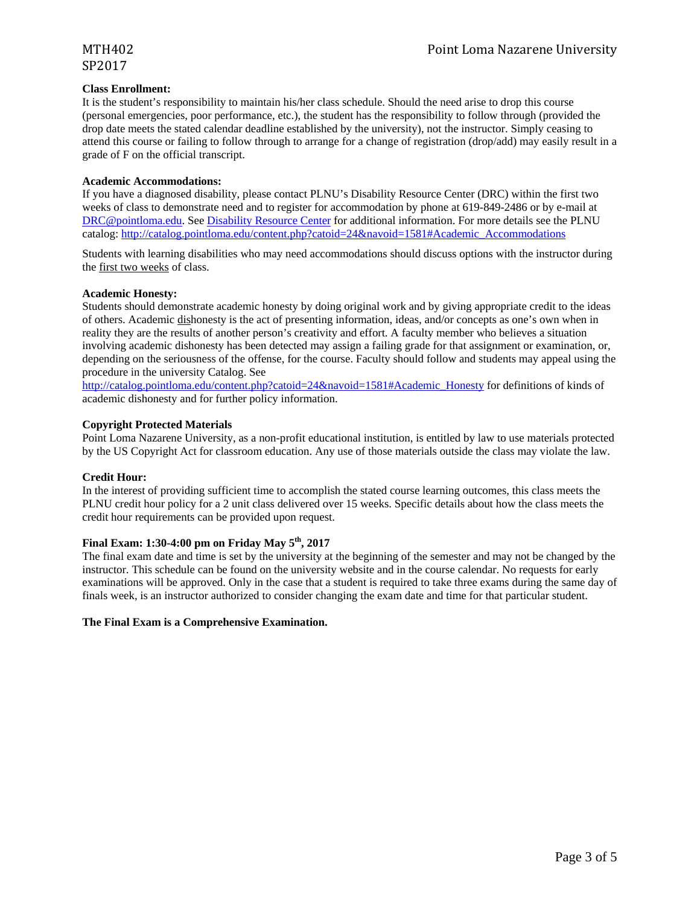**Class Enrollment:**
It is the student's responsibility to maintain his/her class schedule. Should the need arise to drop this course (personal emergencies, poor performance, etc.), the student has the responsibility to follow through (provided the drop date meets the stated calendar deadline established by the university), not the instructor. Simply ceasing to attend this course or failing to follow through to arrange for a change of registration (drop/add) may easily result in a grade of F on the official transcript.

**Academic Accommodations:**
If you have a diagnosed disability, please contact PLNU's Disability Resource Center (DRC) within the first two weeks of class to demonstrate need and to register for accommodation by phone at 619-849-2486 or by e-mail at DRC@pointloma.edu. See Disability Resource Center for additional information. For more details see the PLNU catalog: http://catalog.pointloma.edu/content.php?catoid=24&navoid=1581#Academic_Accommodations

Students with learning disabilities who may need accommodations should discuss options with the instructor during the first two weeks of class.

**Academic Honesty:**
Students should demonstrate academic honesty by doing original work and by giving appropriate credit to the ideas of others. Academic dishonesty is the act of presenting information, ideas, and/or concepts as one's own when in reality they are the results of another person's creativity and effort. A faculty member who believes a situation involving academic dishonesty has been detected may assign a failing grade for that assignment or examination, or, depending on the seriousness of the offense, for the course. Faculty should follow and students may appeal using the procedure in the university Catalog. See http://catalog.pointloma.edu/content.php?catoid=24&navoid=1581#Academic_Honesty for definitions of kinds of academic dishonesty and for further policy information.

**Copyright Protected Materials**
Point Loma Nazarene University, as a non-profit educational institution, is entitled by law to use materials protected by the US Copyright Act for classroom education. Any use of those materials outside the class may violate the law.

**Credit Hour:**
In the interest of providing sufficient time to accomplish the stated course learning outcomes, this class meets the PLNU credit hour policy for a 2 unit class delivered over 15 weeks. Specific details about how the class meets the credit hour requirements can be provided upon request.

**Final Exam: 1:30-4:00 pm on Friday May 5th, 2017**
The final exam date and time is set by the university at the beginning of the semester and may not be changed by the instructor. This schedule can be found on the university website and in the course calendar. No requests for early examinations will be approved. Only in the case that a student is required to take three exams during the same day of finals week, is an instructor authorized to consider changing the exam date and time for that particular student.

**The Final Exam is a Comprehensive Examination.**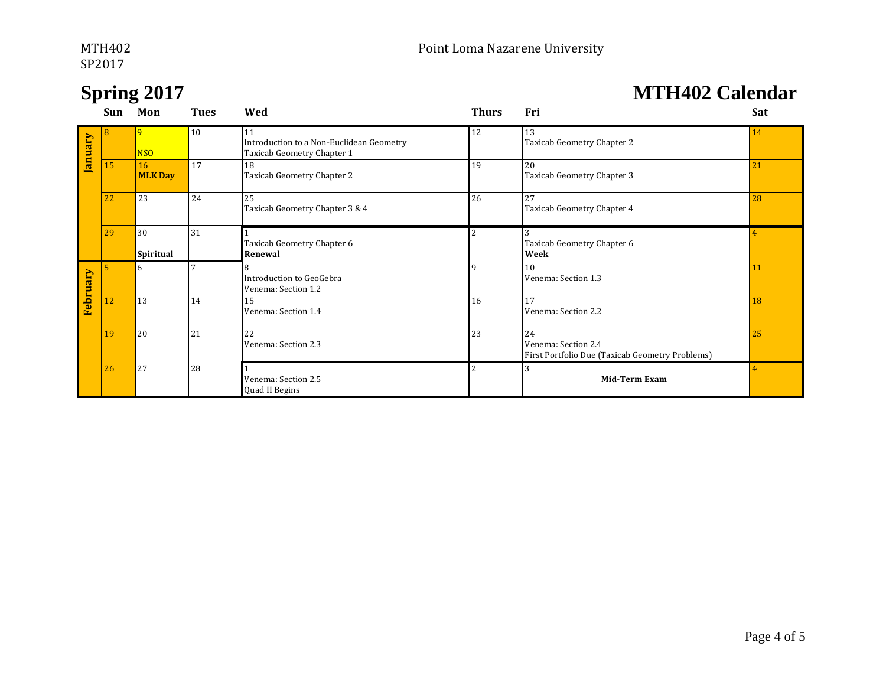MTH402
SP2017

Point Loma Nazarene University

# Spring 2017

# MTH402 Calendar

| | Sun | Mon | Tues | Wed | Thurs | Fri | Sat |
|---|---|---|---|---|---|---|---|
| **January** | 8 | 9 NSO | 10 | 11 Introduction to a Non-Euclidean Geometry Taxicab Geometry Chapter 1 | 12 | 13 Taxicab Geometry Chapter 2 | 14 |
| | 15 | 16 **MLK Day** | 17 | 18 Taxicab Geometry Chapter 2 | 19 | 20 Taxicab Geometry Chapter 3 | 21 |
| | 22 | 23 | 24 | 25 Taxicab Geometry Chapter 3 & 4 | 26 | 27 Taxicab Geometry Chapter 4 | 28 |
| | 29 | 30 **Spiritual** | 31 | 1 Taxicab Geometry Chapter 6 **Renewal** | 2 | 3 Taxicab Geometry Chapter 6 **Week** | 4 |
| **February** | 5 | 6 | 7 | 8 Introduction to GeoGebra Venema: Section 1.2 | 9 | 10 Venema: Section 1.3 | 11 |
| | 12 | 13 | 14 | 15 Venema: Section 1.4 | 16 | 17 Venema: Section 2.2 | 18 |
| | 19 | 20 | 21 | 22 Venema: Section 2.3 | 23 | 24 Venema: Section 2.4 First Portfolio Due (Taxicab Geometry Problems) | 25 |
| | 26 | 27 | 28 | 1 Venema: Section 2.5 Quad II Begins | 2 | 3 **Mid-Term Exam** | 4 |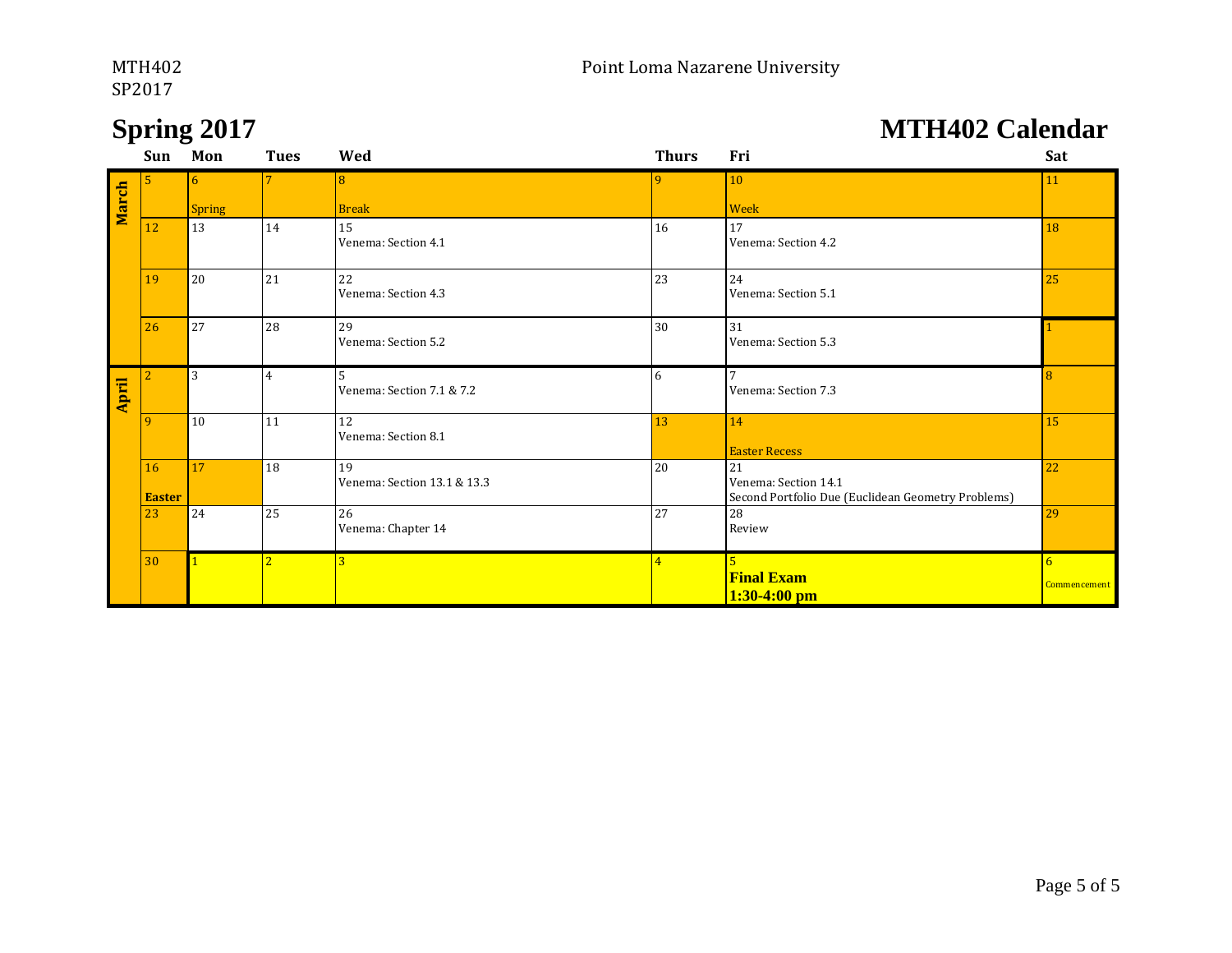MTH402
SP2017

Point Loma Nazarene University

# Spring 2017

# MTH402 Calendar

| | Sun | Mon | Tues | Wed | Thurs | Fri | Sat |
|---|---|---|---|---|---|---|---|
| March | 5 | 6 Spring | 7 | 8 Break | 9 | 10 Week | 11 |
| | 12 | 13 | 14 | 15 Venema: Section 4.1 | 16 | 17 Venema: Section 4.2 | 18 |
| | 19 | 20 | 21 | 22 Venema: Section 4.3 | 23 | 24 Venema: Section 5.1 | 25 |
| | 26 | 27 | 28 | 29 Venema: Section 5.2 | 30 | 31 Venema: Section 5.3 | 1 |
| April | 2 | 3 | 4 | 5 Venema: Section 7.1 & 7.2 | 6 | 7 Venema: Section 7.3 | 8 |
| | 9 | 10 | 11 | 12 Venema: Section 8.1 | 13 | 14 Easter Recess | 15 |
| | 16 **Easter** | 17 | 18 | 19 Venema: Section 13.1 & 13.3 | 20 | 21 Venema: Section 14.1 Second Portfolio Due (Euclidean Geometry Problems) | 22 |
| | 23 | 24 | 25 | 26 Venema: Chapter 14 | 27 | 28 Review | 29 |
| | 30 | 1 | 2 | 3 | 4 | 5 **Final Exam 1:30-4:00 pm** | 6 Commencement |